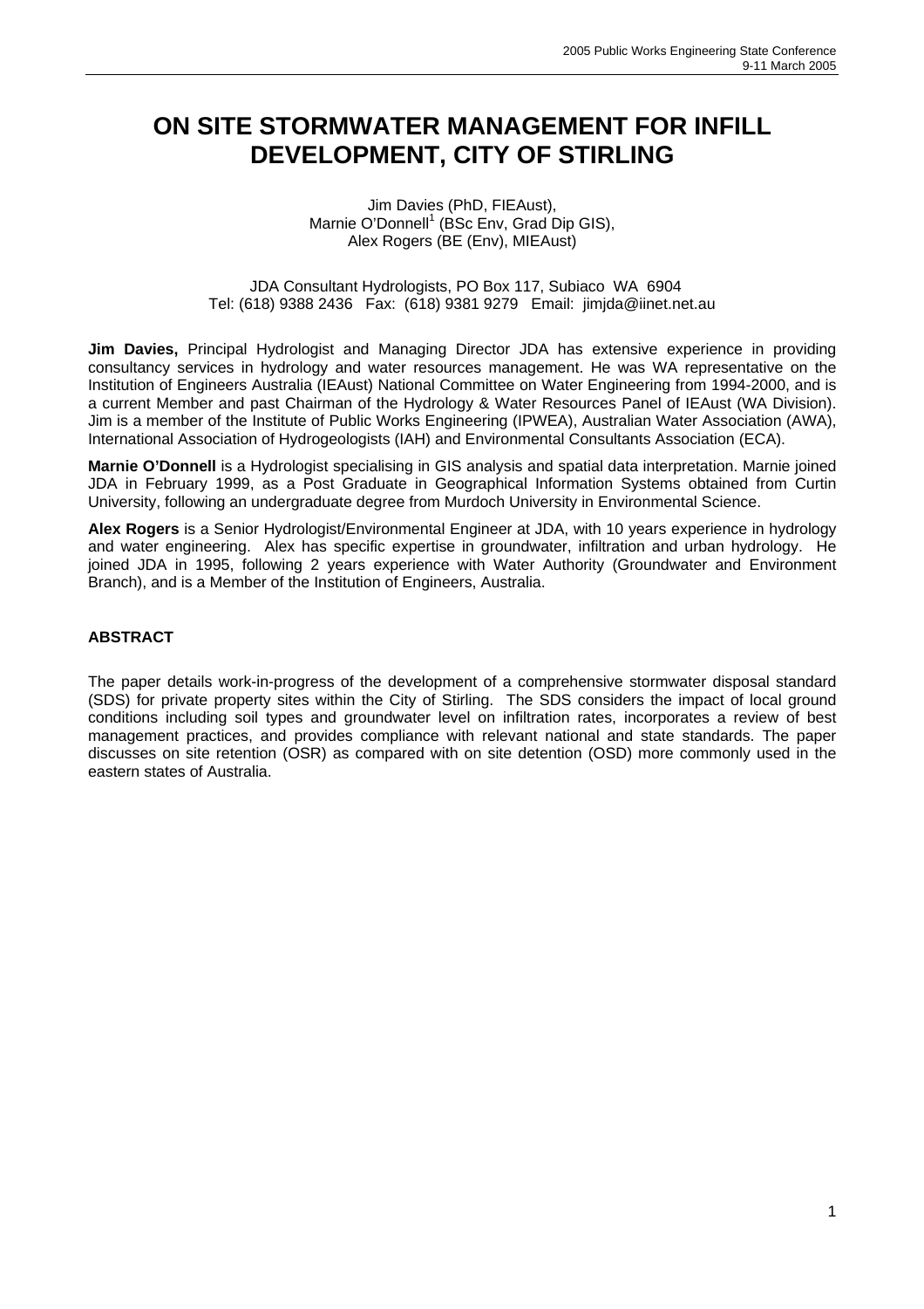# ON SITE STORMWATER MANAGEMENT FOR INFILL DEVELOPMENT, CITY OF STIRLING

Jim Davies (PhD, FIEAust),
Marnie O'Donnell[1] (BSc Env, Grad Dip GIS),
Alex Rogers (BE (Env), MIEAust)

JDA Consultant Hydrologists, PO Box 117, Subiaco WA 6904
Tel: (618) 9388 2436 Fax: (618) 9381 9279 Email: jimjda@iinet.net.au

**Jim Davies,** Principal Hydrologist and Managing Director JDA has extensive experience in providing consultancy services in hydrology and water resources management. He was WA representative on the Institution of Engineers Australia (IEAust) National Committee on Water Engineering from 1994-2000, and is a current Member and past Chairman of the Hydrology & Water Resources Panel of IEAust (WA Division). Jim is a member of the Institute of Public Works Engineering (IPWEA), Australian Water Association (AWA), International Association of Hydrogeologists (IAH) and Environmental Consultants Association (ECA).

**Marnie O'Donnell** is a Hydrologist specialising in GIS analysis and spatial data interpretation. Marnie joined JDA in February 1999, as a Post Graduate in Geographical Information Systems obtained from Curtin University, following an undergraduate degree from Murdoch University in Environmental Science.

**Alex Rogers** is a Senior Hydrologist/Environmental Engineer at JDA, with 10 years experience in hydrology and water engineering. Alex has specific expertise in groundwater, infiltration and urban hydrology. He joined JDA in 1995, following 2 years experience with Water Authority (Groundwater and Environment Branch), and is a Member of the Institution of Engineers, Australia.

## ABSTRACT

The paper details work-in-progress of the development of a comprehensive stormwater disposal standard (SDS) for private property sites within the City of Stirling. The SDS considers the impact of local ground conditions including soil types and groundwater level on infiltration rates, incorporates a review of best management practices, and provides compliance with relevant national and state standards. The paper discusses on site retention (OSR) as compared with on site detention (OSD) more commonly used in the eastern states of Australia.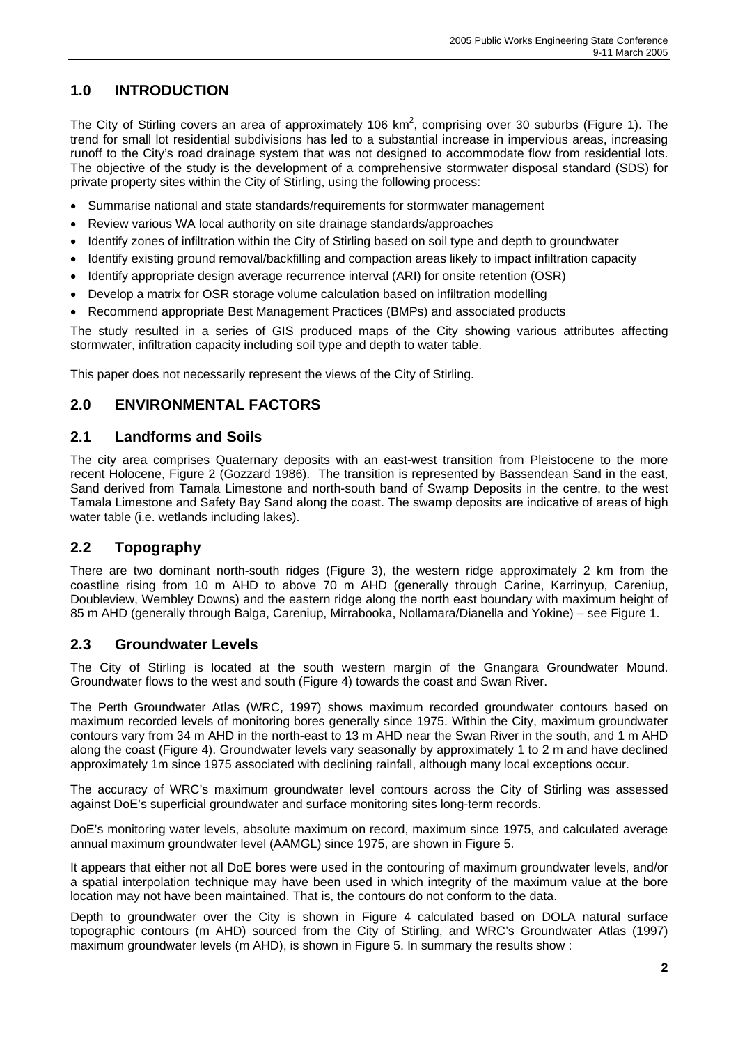## 1.0 INTRODUCTION

The City of Stirling covers an area of approximately 106 km$^2$, comprising over 30 suburbs (Figure 1). The trend for small lot residential subdivisions has led to a substantial increase in impervious areas, increasing runoff to the City's road drainage system that was not designed to accommodate flow from residential lots. The objective of the study is the development of a comprehensive stormwater disposal standard (SDS) for private property sites within the City of Stirling, using the following process:

- Summarise national and state standards/requirements for stormwater management
- Review various WA local authority on site drainage standards/approaches
- Identify zones of infiltration within the City of Stirling based on soil type and depth to groundwater
- Identify existing ground removal/backfilling and compaction areas likely to impact infiltration capacity
- Identify appropriate design average recurrence interval (ARI) for onsite retention (OSR)
- Develop a matrix for OSR storage volume calculation based on infiltration modelling
- Recommend appropriate Best Management Practices (BMPs) and associated products

The study resulted in a series of GIS produced maps of the City showing various attributes affecting stormwater, infiltration capacity including soil type and depth to water table.

This paper does not necessarily represent the views of the City of Stirling.

## 2.0 ENVIRONMENTAL FACTORS

### 2.1 Landforms and Soils

The city area comprises Quaternary deposits with an east-west transition from Pleistocene to the more recent Holocene, Figure 2 (Gozzard 1986). The transition is represented by Bassendean Sand in the east, Sand derived from Tamala Limestone and north-south band of Swamp Deposits in the centre, to the west Tamala Limestone and Safety Bay Sand along the coast. The swamp deposits are indicative of areas of high water table (i.e. wetlands including lakes).

### 2.2 Topography

There are two dominant north-south ridges (Figure 3), the western ridge approximately 2 km from the coastline rising from 10 m AHD to above 70 m AHD (generally through Carine, Karrinyup, Careniup, Doubleview, Wembley Downs) and the eastern ridge along the north east boundary with maximum height of 85 m AHD (generally through Balga, Careniup, Mirrabooka, Nollamara/Dianella and Yokine) – see Figure 1.

### 2.3 Groundwater Levels

The City of Stirling is located at the south western margin of the Gnangara Groundwater Mound. Groundwater flows to the west and south (Figure 4) towards the coast and Swan River.

The Perth Groundwater Atlas (WRC, 1997) shows maximum recorded groundwater contours based on maximum recorded levels of monitoring bores generally since 1975. Within the City, maximum groundwater contours vary from 34 m AHD in the north-east to 13 m AHD near the Swan River in the south, and 1 m AHD along the coast (Figure 4). Groundwater levels vary seasonally by approximately 1 to 2 m and have declined approximately 1m since 1975 associated with declining rainfall, although many local exceptions occur.

The accuracy of WRC's maximum groundwater level contours across the City of Stirling was assessed against DoE's superficial groundwater and surface monitoring sites long-term records.

DoE's monitoring water levels, absolute maximum on record, maximum since 1975, and calculated average annual maximum groundwater level (AAMGL) since 1975, are shown in Figure 5.

It appears that either not all DoE bores were used in the contouring of maximum groundwater levels, and/or a spatial interpolation technique may have been used in which integrity of the maximum value at the bore location may not have been maintained. That is, the contours do not conform to the data.

Depth to groundwater over the City is shown in Figure 4 calculated based on DOLA natural surface topographic contours (m AHD) sourced from the City of Stirling, and WRC's Groundwater Atlas (1997) maximum groundwater levels (m AHD), is shown in Figure 5. In summary the results show :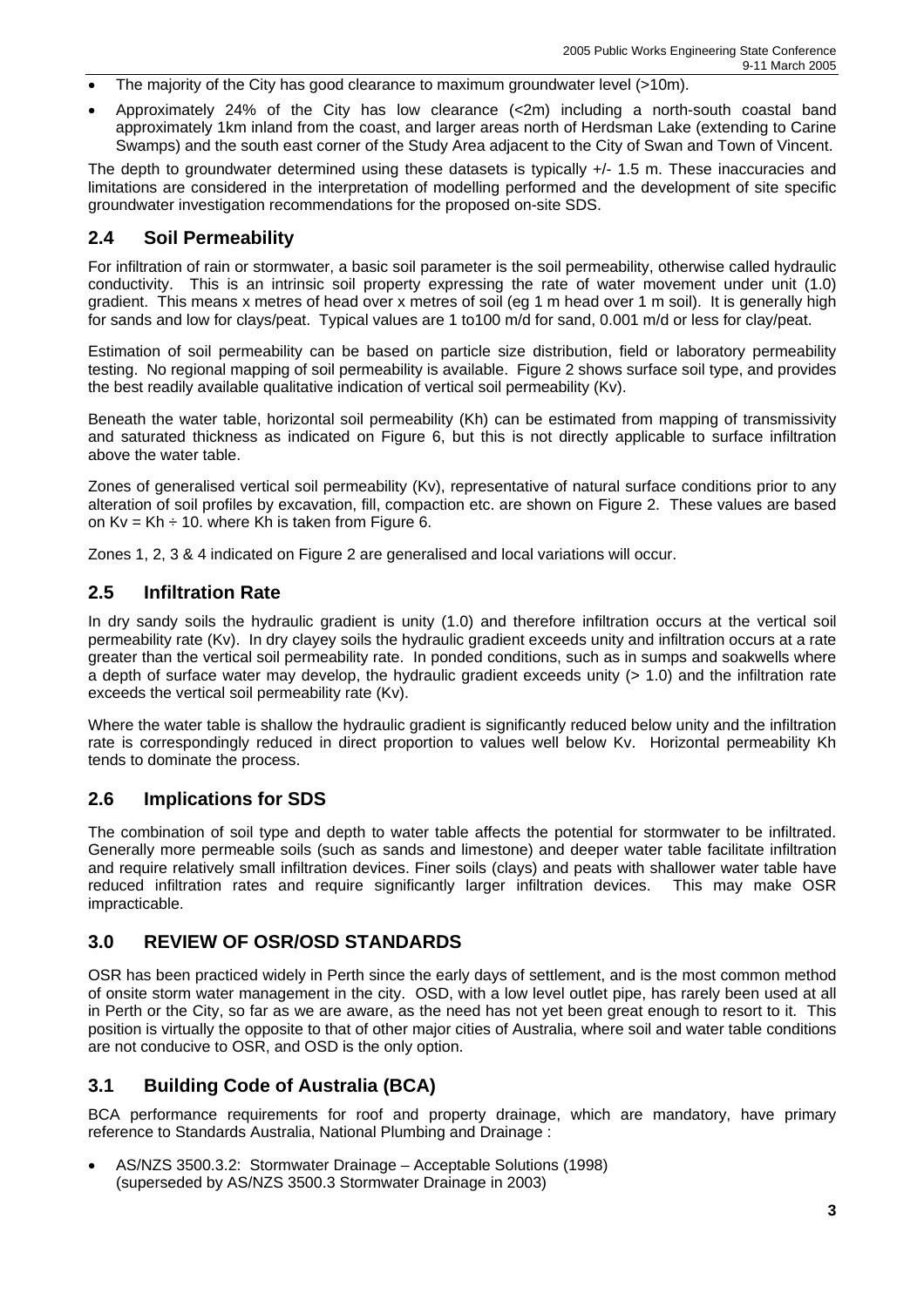- The majority of the City has good clearance to maximum groundwater level (>10m).
- Approximately 24% of the City has low clearance (<2m) including a north-south coastal band approximately 1km inland from the coast, and larger areas north of Herdsman Lake (extending to Carine Swamps) and the south east corner of the Study Area adjacent to the City of Swan and Town of Vincent.

The depth to groundwater determined using these datasets is typically +/- 1.5 m. These inaccuracies and limitations are considered in the interpretation of modelling performed and the development of site specific groundwater investigation recommendations for the proposed on-site SDS.

## 2.4 Soil Permeability

For infiltration of rain or stormwater, a basic soil parameter is the soil permeability, otherwise called hydraulic conductivity. This is an intrinsic soil property expressing the rate of water movement under unit (1.0) gradient. This means x metres of head over x metres of soil (eg 1 m head over 1 m soil). It is generally high for sands and low for clays/peat. Typical values are 1 to100 m/d for sand, 0.001 m/d or less for clay/peat.

Estimation of soil permeability can be based on particle size distribution, field or laboratory permeability testing. No regional mapping of soil permeability is available. Figure 2 shows surface soil type, and provides the best readily available qualitative indication of vertical soil permeability (Kv).

Beneath the water table, horizontal soil permeability (Kh) can be estimated from mapping of transmissivity and saturated thickness as indicated on Figure 6, but this is not directly applicable to surface infiltration above the water table.

Zones of generalised vertical soil permeability (Kv), representative of natural surface conditions prior to any alteration of soil profiles by excavation, fill, compaction etc. are shown on Figure 2. These values are based on Kv = Kh ÷ 10. where Kh is taken from Figure 6.

Zones 1, 2, 3 & 4 indicated on Figure 2 are generalised and local variations will occur.

## 2.5 Infiltration Rate

In dry sandy soils the hydraulic gradient is unity (1.0) and therefore infiltration occurs at the vertical soil permeability rate (Kv). In dry clayey soils the hydraulic gradient exceeds unity and infiltration occurs at a rate greater than the vertical soil permeability rate. In ponded conditions, such as in sumps and soakwells where a depth of surface water may develop, the hydraulic gradient exceeds unity (> 1.0) and the infiltration rate exceeds the vertical soil permeability rate (Kv).

Where the water table is shallow the hydraulic gradient is significantly reduced below unity and the infiltration rate is correspondingly reduced in direct proportion to values well below Kv. Horizontal permeability Kh tends to dominate the process.

## 2.6 Implications for SDS

The combination of soil type and depth to water table affects the potential for stormwater to be infiltrated. Generally more permeable soils (such as sands and limestone) and deeper water table facilitate infiltration and require relatively small infiltration devices. Finer soils (clays) and peats with shallower water table have reduced infiltration rates and require significantly larger infiltration devices. This may make OSR impracticable.

# 3.0 REVIEW OF OSR/OSD STANDARDS

OSR has been practiced widely in Perth since the early days of settlement, and is the most common method of onsite storm water management in the city. OSD, with a low level outlet pipe, has rarely been used at all in Perth or the City, so far as we are aware, as the need has not yet been great enough to resort to it. This position is virtually the opposite to that of other major cities of Australia, where soil and water table conditions are not conducive to OSR, and OSD is the only option.

## 3.1 Building Code of Australia (BCA)

BCA performance requirements for roof and property drainage, which are mandatory, have primary reference to Standards Australia, National Plumbing and Drainage :

- AS/NZS 3500.3.2: Stormwater Drainage – Acceptable Solutions (1998)
  (superseded by AS/NZS 3500.3 Stormwater Drainage in 2003)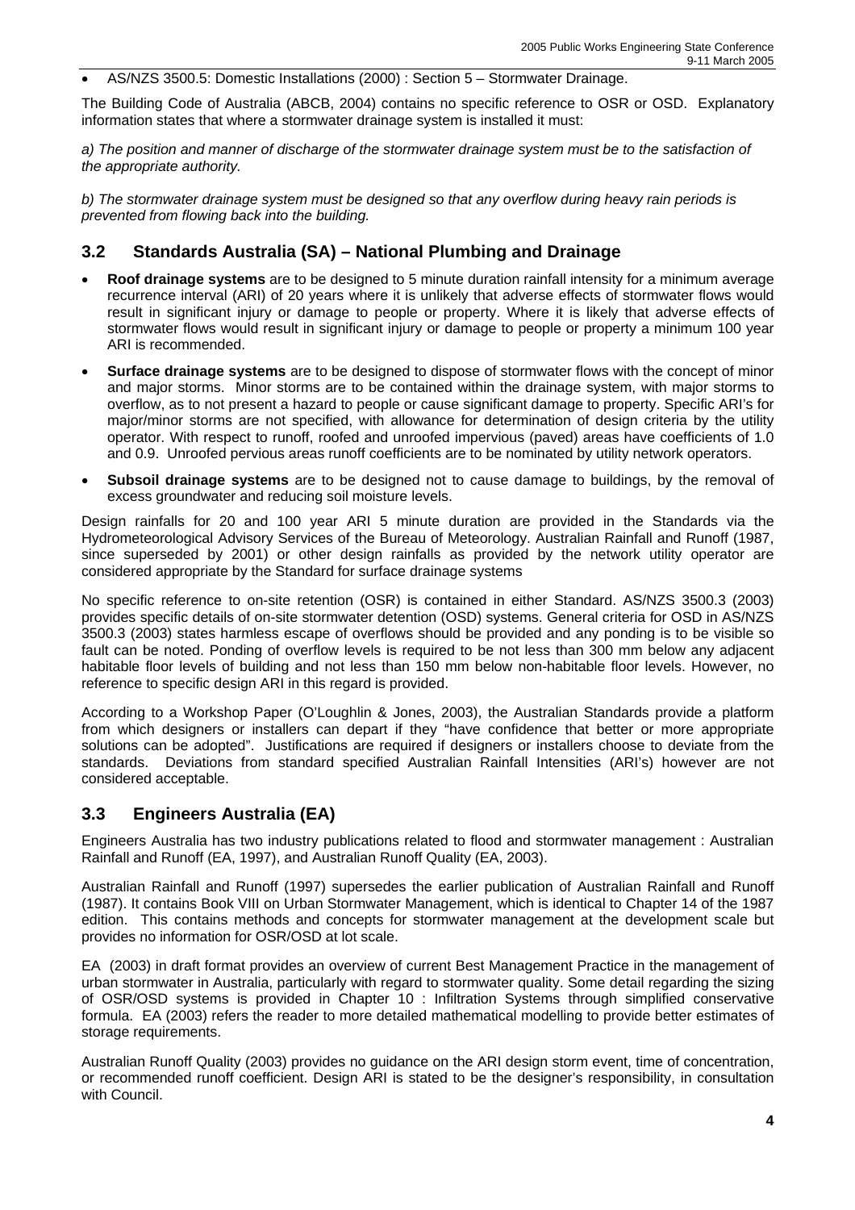- AS/NZS 3500.5: Domestic Installations (2000) : Section 5 – Stormwater Drainage.

The Building Code of Australia (ABCB, 2004) contains no specific reference to OSR or OSD. Explanatory information states that where a stormwater drainage system is installed it must:

*a) The position and manner of discharge of the stormwater drainage system must be to the satisfaction of the appropriate authority.*

*b) The stormwater drainage system must be designed so that any overflow during heavy rain periods is prevented from flowing back into the building.*

## 3.2 Standards Australia (SA) – National Plumbing and Drainage

- **Roof drainage systems** are to be designed to 5 minute duration rainfall intensity for a minimum average recurrence interval (ARI) of 20 years where it is unlikely that adverse effects of stormwater flows would result in significant injury or damage to people or property. Where it is likely that adverse effects of stormwater flows would result in significant injury or damage to people or property a minimum 100 year ARI is recommended.
- **Surface drainage systems** are to be designed to dispose of stormwater flows with the concept of minor and major storms. Minor storms are to be contained within the drainage system, with major storms to overflow, as to not present a hazard to people or cause significant damage to property. Specific ARI's for major/minor storms are not specified, with allowance for determination of design criteria by the utility operator. With respect to runoff, roofed and unroofed impervious (paved) areas have coefficients of 1.0 and 0.9. Unroofed pervious areas runoff coefficients are to be nominated by utility network operators.
- **Subsoil drainage systems** are to be designed not to cause damage to buildings, by the removal of excess groundwater and reducing soil moisture levels.

Design rainfalls for 20 and 100 year ARI 5 minute duration are provided in the Standards via the Hydrometeorological Advisory Services of the Bureau of Meteorology. Australian Rainfall and Runoff (1987, since superseded by 2001) or other design rainfalls as provided by the network utility operator are considered appropriate by the Standard for surface drainage systems

No specific reference to on-site retention (OSR) is contained in either Standard. AS/NZS 3500.3 (2003) provides specific details of on-site stormwater detention (OSD) systems. General criteria for OSD in AS/NZS 3500.3 (2003) states harmless escape of overflows should be provided and any ponding is to be visible so fault can be noted. Ponding of overflow levels is required to be not less than 300 mm below any adjacent habitable floor levels of building and not less than 150 mm below non-habitable floor levels. However, no reference to specific design ARI in this regard is provided.

According to a Workshop Paper (O'Loughlin & Jones, 2003), the Australian Standards provide a platform from which designers or installers can depart if they "have confidence that better or more appropriate solutions can be adopted". Justifications are required if designers or installers choose to deviate from the standards. Deviations from standard specified Australian Rainfall Intensities (ARI's) however are not considered acceptable.

## 3.3 Engineers Australia (EA)

Engineers Australia has two industry publications related to flood and stormwater management : Australian Rainfall and Runoff (EA, 1997), and Australian Runoff Quality (EA, 2003).

Australian Rainfall and Runoff (1997) supersedes the earlier publication of Australian Rainfall and Runoff (1987). It contains Book VIII on Urban Stormwater Management, which is identical to Chapter 14 of the 1987 edition. This contains methods and concepts for stormwater management at the development scale but provides no information for OSR/OSD at lot scale.

EA (2003) in draft format provides an overview of current Best Management Practice in the management of urban stormwater in Australia, particularly with regard to stormwater quality. Some detail regarding the sizing of OSR/OSD systems is provided in Chapter 10 : Infiltration Systems through simplified conservative formula. EA (2003) refers the reader to more detailed mathematical modelling to provide better estimates of storage requirements.

Australian Runoff Quality (2003) provides no guidance on the ARI design storm event, time of concentration, or recommended runoff coefficient. Design ARI is stated to be the designer's responsibility, in consultation with Council.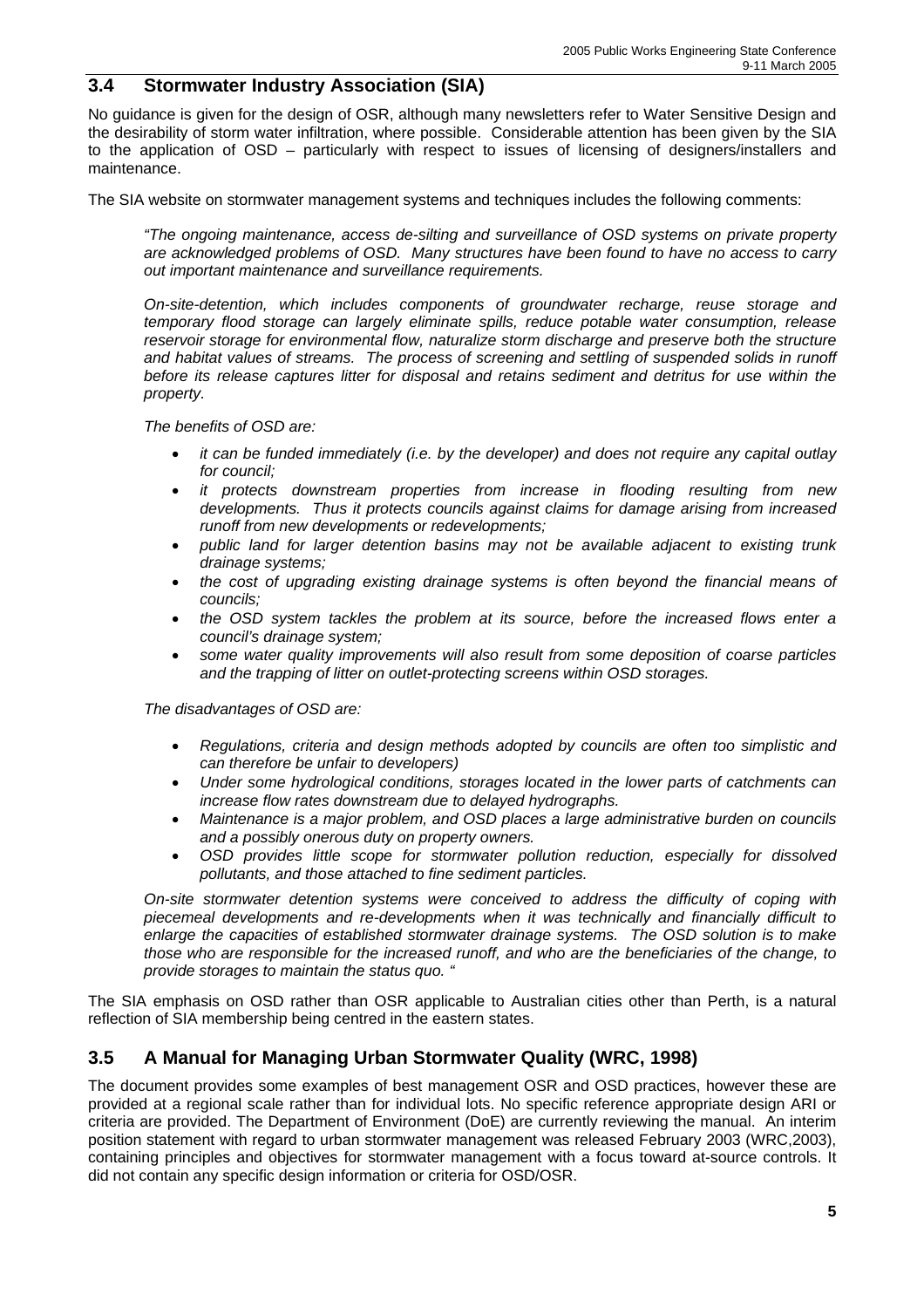## 3.4 Stormwater Industry Association (SIA)

No guidance is given for the design of OSR, although many newsletters refer to Water Sensitive Design and the desirability of storm water infiltration, where possible. Considerable attention has been given by the SIA to the application of OSD – particularly with respect to issues of licensing of designers/installers and maintenance.

The SIA website on stormwater management systems and techniques includes the following comments:

> *"The ongoing maintenance, access de-silting and surveillance of OSD systems on private property are acknowledged problems of OSD. Many structures have been found to have no access to carry out important maintenance and surveillance requirements.*
>
> *On-site-detention, which includes components of groundwater recharge, reuse storage and temporary flood storage can largely eliminate spills, reduce potable water consumption, release reservoir storage for environmental flow, naturalize storm discharge and preserve both the structure and habitat values of streams. The process of screening and settling of suspended solids in runoff before its release captures litter for disposal and retains sediment and detritus for use within the property.*
>
> *The benefits of OSD are:*
>
> - *it can be funded immediately (i.e. by the developer) and does not require any capital outlay for council;*
> - *it protects downstream properties from increase in flooding resulting from new developments. Thus it protects councils against claims for damage arising from increased runoff from new developments or redevelopments;*
> - *public land for larger detention basins may not be available adjacent to existing trunk drainage systems;*
> - *the cost of upgrading existing drainage systems is often beyond the financial means of councils;*
> - *the OSD system tackles the problem at its source, before the increased flows enter a council's drainage system;*
> - *some water quality improvements will also result from some deposition of coarse particles and the trapping of litter on outlet-protecting screens within OSD storages.*
>
> *The disadvantages of OSD are:*
>
> - *Regulations, criteria and design methods adopted by councils are often too simplistic and can therefore be unfair to developers)*
> - *Under some hydrological conditions, storages located in the lower parts of catchments can increase flow rates downstream due to delayed hydrographs.*
> - *Maintenance is a major problem, and OSD places a large administrative burden on councils and a possibly onerous duty on property owners.*
> - *OSD provides little scope for stormwater pollution reduction, especially for dissolved pollutants, and those attached to fine sediment particles.*
>
> *On-site stormwater detention systems were conceived to address the difficulty of coping with piecemeal developments and re-developments when it was technically and financially difficult to enlarge the capacities of established stormwater drainage systems. The OSD solution is to make those who are responsible for the increased runoff, and who are the beneficiaries of the change, to provide storages to maintain the status quo. "*

The SIA emphasis on OSD rather than OSR applicable to Australian cities other than Perth, is a natural reflection of SIA membership being centred in the eastern states.

## 3.5 A Manual for Managing Urban Stormwater Quality (WRC, 1998)

The document provides some examples of best management OSR and OSD practices, however these are provided at a regional scale rather than for individual lots. No specific reference appropriate design ARI or criteria are provided. The Department of Environment (DoE) are currently reviewing the manual. An interim position statement with regard to urban stormwater management was released February 2003 (WRC,2003), containing principles and objectives for stormwater management with a focus toward at-source controls. It did not contain any specific design information or criteria for OSD/OSR.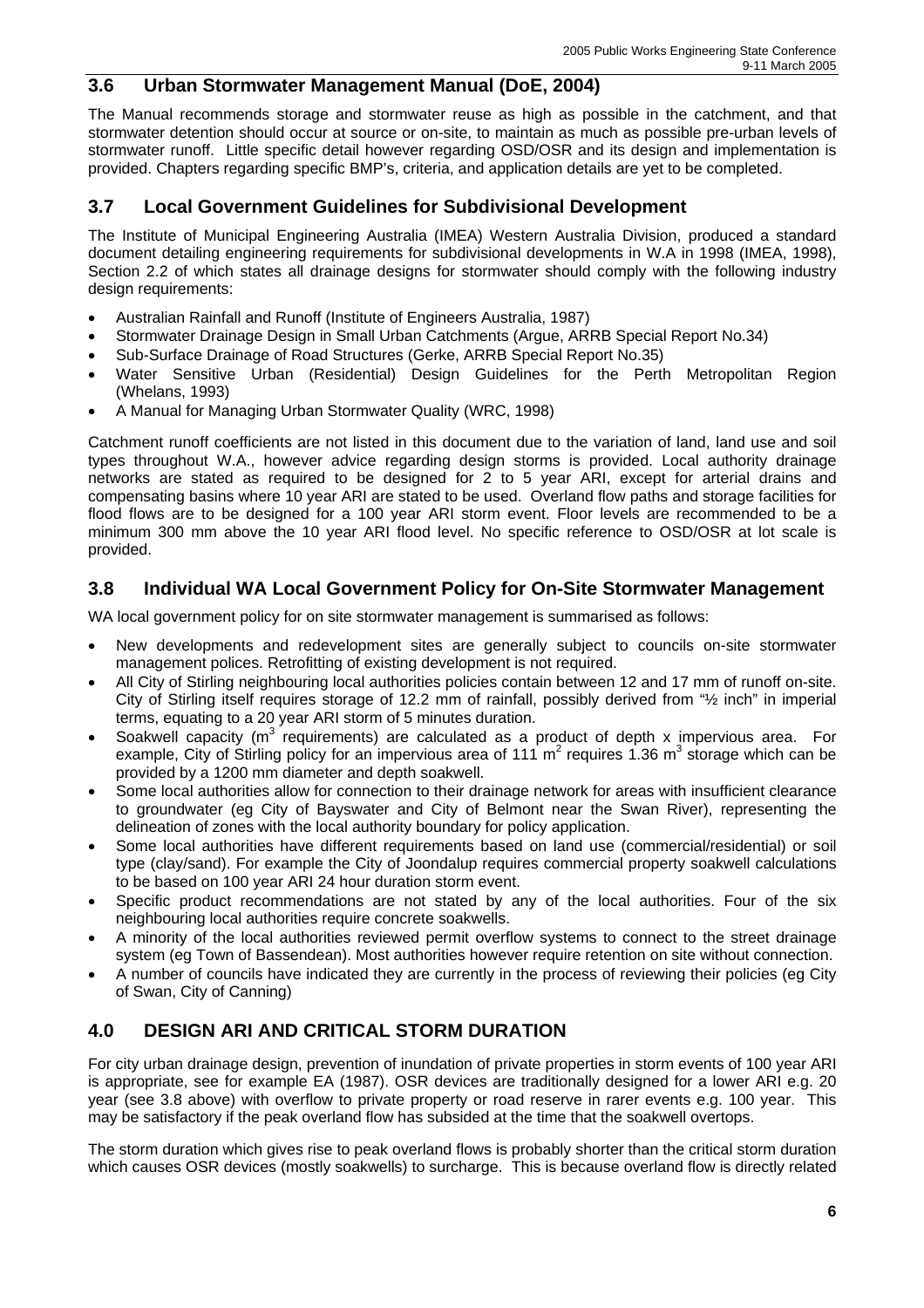## 3.6 Urban Stormwater Management Manual (DoE, 2004)

The Manual recommends storage and stormwater reuse as high as possible in the catchment, and that stormwater detention should occur at source or on-site, to maintain as much as possible pre-urban levels of stormwater runoff. Little specific detail however regarding OSD/OSR and its design and implementation is provided. Chapters regarding specific BMP's, criteria, and application details are yet to be completed.

## 3.7 Local Government Guidelines for Subdivisional Development

The Institute of Municipal Engineering Australia (IMEA) Western Australia Division, produced a standard document detailing engineering requirements for subdivisional developments in W.A in 1998 (IMEA, 1998), Section 2.2 of which states all drainage designs for stormwater should comply with the following industry design requirements:

- Australian Rainfall and Runoff (Institute of Engineers Australia, 1987)
- Stormwater Drainage Design in Small Urban Catchments (Argue, ARRB Special Report No.34)
- Sub-Surface Drainage of Road Structures (Gerke, ARRB Special Report No.35)
- Water Sensitive Urban (Residential) Design Guidelines for the Perth Metropolitan Region (Whelans, 1993)
- A Manual for Managing Urban Stormwater Quality (WRC, 1998)

Catchment runoff coefficients are not listed in this document due to the variation of land, land use and soil types throughout W.A., however advice regarding design storms is provided. Local authority drainage networks are stated as required to be designed for 2 to 5 year ARI, except for arterial drains and compensating basins where 10 year ARI are stated to be used. Overland flow paths and storage facilities for flood flows are to be designed for a 100 year ARI storm event. Floor levels are recommended to be a minimum 300 mm above the 10 year ARI flood level. No specific reference to OSD/OSR at lot scale is provided.

## 3.8 Individual WA Local Government Policy for On-Site Stormwater Management

WA local government policy for on site stormwater management is summarised as follows:

- New developments and redevelopment sites are generally subject to councils on-site stormwater management polices. Retrofitting of existing development is not required.
- All City of Stirling neighbouring local authorities policies contain between 12 and 17 mm of runoff on-site. City of Stirling itself requires storage of 12.2 mm of rainfall, possibly derived from "½ inch" in imperial terms, equating to a 20 year ARI storm of 5 minutes duration.
- Soakwell capacity ($m^3$ requirements) are calculated as a product of depth x impervious area. For example, City of Stirling policy for an impervious area of 111 $m^2$ requires 1.36 $m^3$ storage which can be provided by a 1200 mm diameter and depth soakwell.
- Some local authorities allow for connection to their drainage network for areas with insufficient clearance to groundwater (eg City of Bayswater and City of Belmont near the Swan River), representing the delineation of zones with the local authority boundary for policy application.
- Some local authorities have different requirements based on land use (commercial/residential) or soil type (clay/sand). For example the City of Joondalup requires commercial property soakwell calculations to be based on 100 year ARI 24 hour duration storm event.
- Specific product recommendations are not stated by any of the local authorities. Four of the six neighbouring local authorities require concrete soakwells.
- A minority of the local authorities reviewed permit overflow systems to connect to the street drainage system (eg Town of Bassendean). Most authorities however require retention on site without connection.
- A number of councils have indicated they are currently in the process of reviewing their policies (eg City of Swan, City of Canning)

## 4.0 DESIGN ARI AND CRITICAL STORM DURATION

For city urban drainage design, prevention of inundation of private properties in storm events of 100 year ARI is appropriate, see for example EA (1987). OSR devices are traditionally designed for a lower ARI e.g. 20 year (see 3.8 above) with overflow to private property or road reserve in rarer events e.g. 100 year. This may be satisfactory if the peak overland flow has subsided at the time that the soakwell overtops.

The storm duration which gives rise to peak overland flows is probably shorter than the critical storm duration which causes OSR devices (mostly soakwells) to surcharge. This is because overland flow is directly related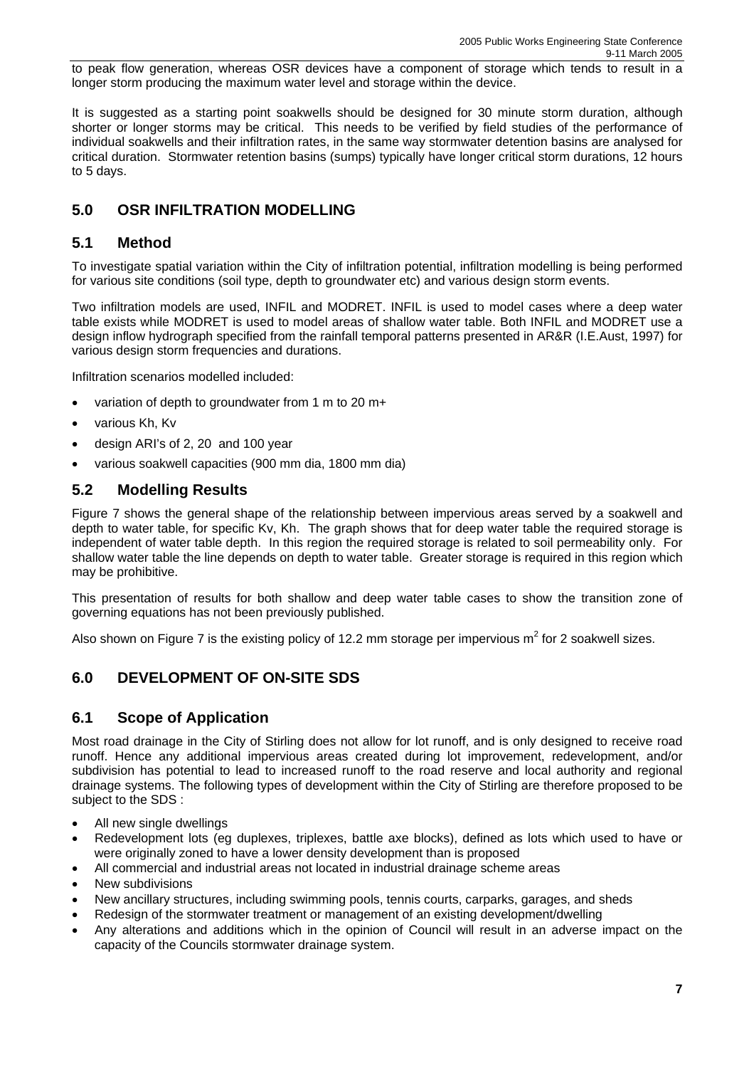to peak flow generation, whereas OSR devices have a component of storage which tends to result in a longer storm producing the maximum water level and storage within the device.

It is suggested as a starting point soakwells should be designed for 30 minute storm duration, although shorter or longer storms may be critical. This needs to be verified by field studies of the performance of individual soakwells and their infiltration rates, in the same way stormwater detention basins are analysed for critical duration. Stormwater retention basins (sumps) typically have longer critical storm durations, 12 hours to 5 days.

## 5.0 OSR INFILTRATION MODELLING

### 5.1 Method

To investigate spatial variation within the City of infiltration potential, infiltration modelling is being performed for various site conditions (soil type, depth to groundwater etc) and various design storm events.

Two infiltration models are used, INFIL and MODRET. INFIL is used to model cases where a deep water table exists while MODRET is used to model areas of shallow water table. Both INFIL and MODRET use a design inflow hydrograph specified from the rainfall temporal patterns presented in AR&R (I.E.Aust, 1997) for various design storm frequencies and durations.

Infiltration scenarios modelled included:

- variation of depth to groundwater from 1 m to 20 m+
- various Kh, Kv
- design ARI's of 2, 20 and 100 year
- various soakwell capacities (900 mm dia, 1800 mm dia)

### 5.2 Modelling Results

Figure 7 shows the general shape of the relationship between impervious areas served by a soakwell and depth to water table, for specific Kv, Kh. The graph shows that for deep water table the required storage is independent of water table depth. In this region the required storage is related to soil permeability only. For shallow water table the line depends on depth to water table. Greater storage is required in this region which may be prohibitive.

This presentation of results for both shallow and deep water table cases to show the transition zone of governing equations has not been previously published.

Also shown on Figure 7 is the existing policy of 12.2 mm storage per impervious $m^2$ for 2 soakwell sizes.

## 6.0 DEVELOPMENT OF ON-SITE SDS

### 6.1 Scope of Application

Most road drainage in the City of Stirling does not allow for lot runoff, and is only designed to receive road runoff. Hence any additional impervious areas created during lot improvement, redevelopment, and/or subdivision has potential to lead to increased runoff to the road reserve and local authority and regional drainage systems. The following types of development within the City of Stirling are therefore proposed to be subject to the SDS :

- All new single dwellings
- Redevelopment lots (eg duplexes, triplexes, battle axe blocks), defined as lots which used to have or were originally zoned to have a lower density development than is proposed
- All commercial and industrial areas not located in industrial drainage scheme areas
- New subdivisions
- New ancillary structures, including swimming pools, tennis courts, carparks, garages, and sheds
- Redesign of the stormwater treatment or management of an existing development/dwelling
- Any alterations and additions which in the opinion of Council will result in an adverse impact on the capacity of the Councils stormwater drainage system.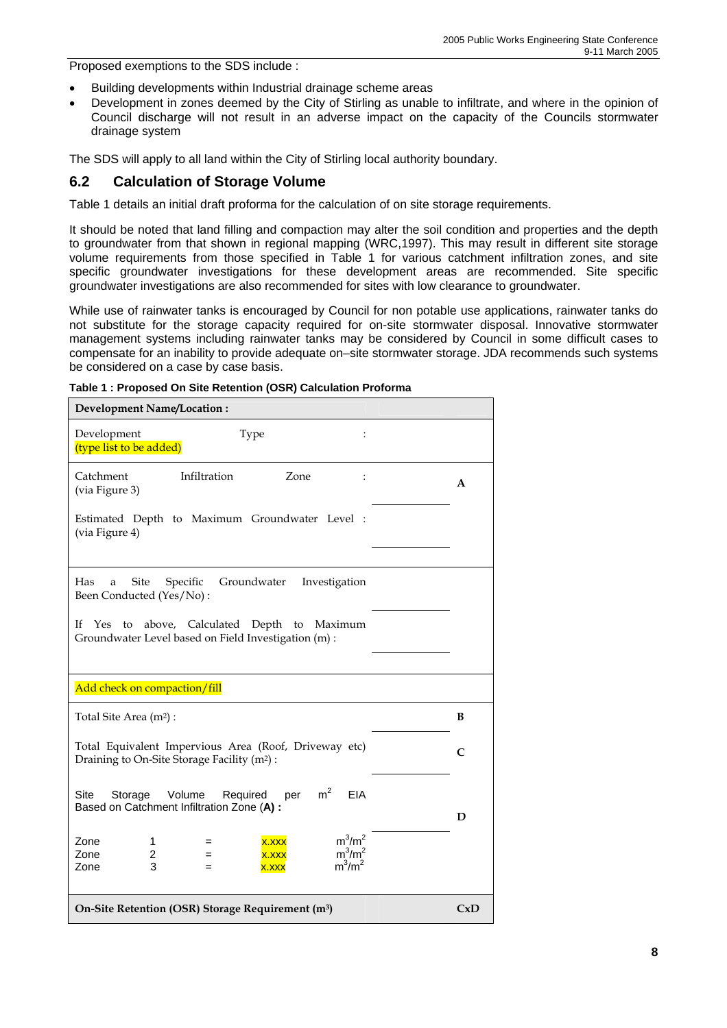Proposed exemptions to the SDS include :

- Building developments within Industrial drainage scheme areas
- Development in zones deemed by the City of Stirling as unable to infiltrate, and where in the opinion of Council discharge will not result in an adverse impact on the capacity of the Councils stormwater drainage system

The SDS will apply to all land within the City of Stirling local authority boundary.

## 6.2 Calculation of Storage Volume

Table 1 details an initial draft proforma for the calculation of on site storage requirements.

It should be noted that land filling and compaction may alter the soil condition and properties and the depth to groundwater from that shown in regional mapping (WRC,1997). This may result in different site storage volume requirements from those specified in Table 1 for various catchment infiltration zones, and site specific groundwater investigations for these development areas are recommended. Site specific groundwater investigations are also recommended for sites with low clearance to groundwater.

While use of rainwater tanks is encouraged by Council for non potable use applications, rainwater tanks do not substitute for the storage capacity required for on-site stormwater disposal. Innovative stormwater management systems including rainwater tanks may be considered by Council in some difficult cases to compensate for an inability to provide adequate on–site stormwater storage. JDA recommends such systems be considered on a case by case basis.

**Table 1 : Proposed On Site Retention (OSR) Calculation Proforma**

| **Development Name/Location :** | | |
|---|---|---|
| Development Type : (type list to be added) | | |
| Catchment Infiltration Zone : (via Figure 3)<br><br>Estimated Depth to Maximum Groundwater Level : (via Figure 4) | | **A** |
| Has a Site Specific Groundwater Investigation Been Conducted (Yes/No) :<br><br>If Yes to above, Calculated Depth to Maximum Groundwater Level based on Field Investigation (m) : | | |
| Add check on compaction/fill | | |
| Total Site Area ($m^2$) : | | **B** |
| Total Equivalent Impervious Area (Roof, Driveway etc) Draining to On-Site Storage Facility ($m^2$) : | | **C** |
| Site Storage Volume Required per $m^2$ EIA Based on Catchment Infiltration Zone (**A**) :<br><br>Zone 1 = x.xxx $m^3/m^2$<br>Zone 2 = x.xxx $m^3/m^2$<br>Zone 3 = x.xxx $m^3/m^2$ | | **D** |
| **On-Site Retention (OSR) Storage Requirement ($m^3$)** | | **CxD** |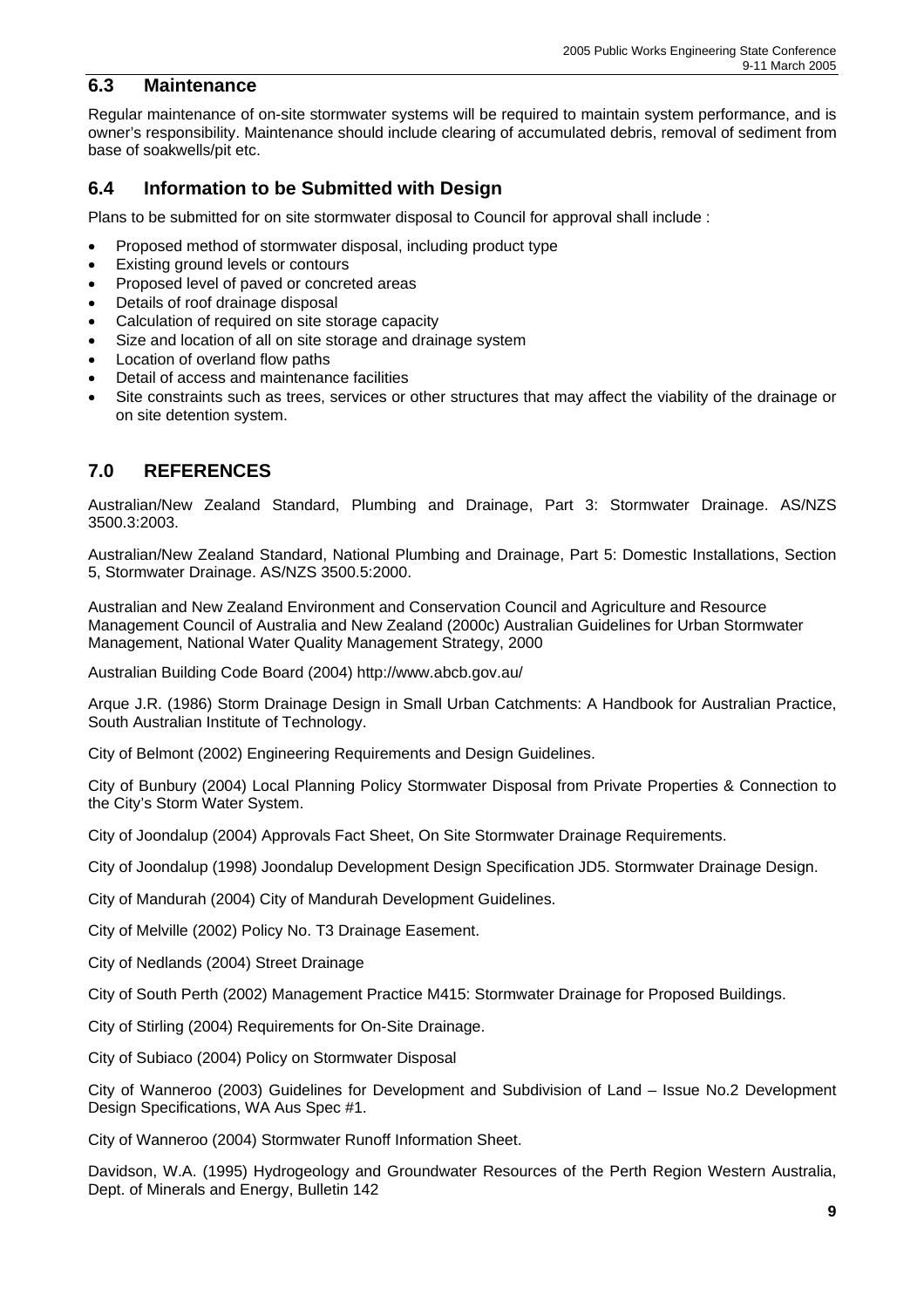## 6.3 Maintenance

Regular maintenance of on-site stormwater systems will be required to maintain system performance, and is owner's responsibility. Maintenance should include clearing of accumulated debris, removal of sediment from base of soakwells/pit etc.

## 6.4 Information to be Submitted with Design

Plans to be submitted for on site stormwater disposal to Council for approval shall include :

- Proposed method of stormwater disposal, including product type
- Existing ground levels or contours
- Proposed level of paved or concreted areas
- Details of roof drainage disposal
- Calculation of required on site storage capacity
- Size and location of all on site storage and drainage system
- Location of overland flow paths
- Detail of access and maintenance facilities
- Site constraints such as trees, services or other structures that may affect the viability of the drainage or on site detention system.

## 7.0 REFERENCES

Australian/New Zealand Standard, Plumbing and Drainage, Part 3: Stormwater Drainage. AS/NZS 3500.3:2003.

Australian/New Zealand Standard, National Plumbing and Drainage, Part 5: Domestic Installations, Section 5, Stormwater Drainage. AS/NZS 3500.5:2000.

Australian and New Zealand Environment and Conservation Council and Agriculture and Resource Management Council of Australia and New Zealand (2000c) Australian Guidelines for Urban Stormwater Management, National Water Quality Management Strategy, 2000

Australian Building Code Board (2004) http://www.abcb.gov.au/

Arque J.R. (1986) Storm Drainage Design in Small Urban Catchments: A Handbook for Australian Practice, South Australian Institute of Technology.

City of Belmont (2002) Engineering Requirements and Design Guidelines.

City of Bunbury (2004) Local Planning Policy Stormwater Disposal from Private Properties & Connection to the City's Storm Water System.

City of Joondalup (2004) Approvals Fact Sheet, On Site Stormwater Drainage Requirements.

City of Joondalup (1998) Joondalup Development Design Specification JD5. Stormwater Drainage Design.

City of Mandurah (2004) City of Mandurah Development Guidelines.

City of Melville (2002) Policy No. T3 Drainage Easement.

City of Nedlands (2004) Street Drainage

City of South Perth (2002) Management Practice M415: Stormwater Drainage for Proposed Buildings.

City of Stirling (2004) Requirements for On-Site Drainage.

City of Subiaco (2004) Policy on Stormwater Disposal

City of Wanneroo (2003) Guidelines for Development and Subdivision of Land – Issue No.2 Development Design Specifications, WA Aus Spec #1.

City of Wanneroo (2004) Stormwater Runoff Information Sheet.

Davidson, W.A. (1995) Hydrogeology and Groundwater Resources of the Perth Region Western Australia, Dept. of Minerals and Energy, Bulletin 142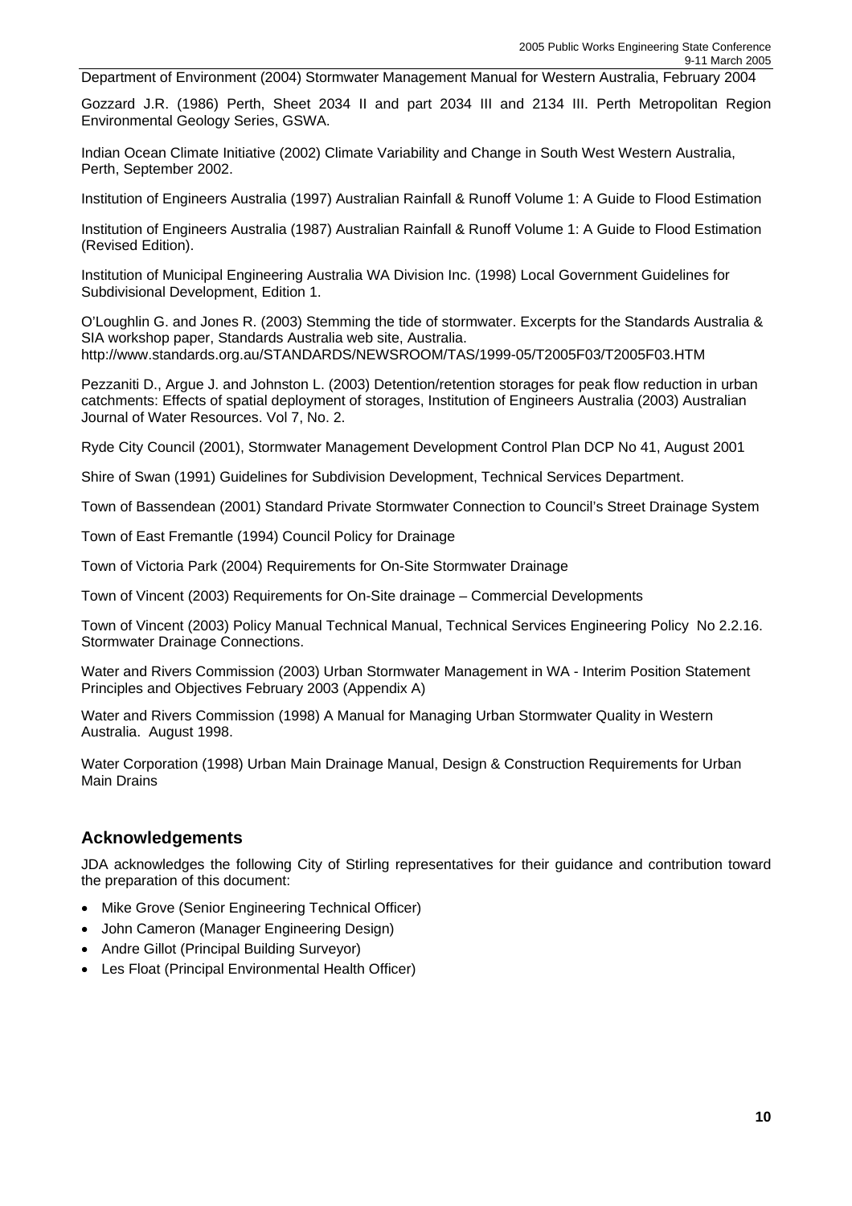Department of Environment (2004) Stormwater Management Manual for Western Australia, February 2004

Gozzard J.R. (1986) Perth, Sheet 2034 II and part 2034 III and 2134 III. Perth Metropolitan Region Environmental Geology Series, GSWA.

Indian Ocean Climate Initiative (2002) Climate Variability and Change in South West Western Australia, Perth, September 2002.

Institution of Engineers Australia (1997) Australian Rainfall & Runoff Volume 1: A Guide to Flood Estimation

Institution of Engineers Australia (1987) Australian Rainfall & Runoff Volume 1: A Guide to Flood Estimation (Revised Edition).

Institution of Municipal Engineering Australia WA Division Inc. (1998) Local Government Guidelines for Subdivisional Development, Edition 1.

O'Loughlin G. and Jones R. (2003) Stemming the tide of stormwater. Excerpts for the Standards Australia & SIA workshop paper, Standards Australia web site, Australia. http://www.standards.org.au/STANDARDS/NEWSROOM/TAS/1999-05/T2005F03/T2005F03.HTM

Pezzaniti D., Argue J. and Johnston L. (2003) Detention/retention storages for peak flow reduction in urban catchments: Effects of spatial deployment of storages, Institution of Engineers Australia (2003) Australian Journal of Water Resources. Vol 7, No. 2.

Ryde City Council (2001), Stormwater Management Development Control Plan DCP No 41, August 2001

Shire of Swan (1991) Guidelines for Subdivision Development, Technical Services Department.

Town of Bassendean (2001) Standard Private Stormwater Connection to Council's Street Drainage System

Town of East Fremantle (1994) Council Policy for Drainage

Town of Victoria Park (2004) Requirements for On-Site Stormwater Drainage

Town of Vincent (2003) Requirements for On-Site drainage – Commercial Developments

Town of Vincent (2003) Policy Manual Technical Manual, Technical Services Engineering Policy No 2.2.16. Stormwater Drainage Connections.

Water and Rivers Commission (2003) Urban Stormwater Management in WA - Interim Position Statement Principles and Objectives February 2003 (Appendix A)

Water and Rivers Commission (1998) A Manual for Managing Urban Stormwater Quality in Western Australia. August 1998.

Water Corporation (1998) Urban Main Drainage Manual, Design & Construction Requirements for Urban Main Drains

## Acknowledgements

JDA acknowledges the following City of Stirling representatives for their guidance and contribution toward the preparation of this document:

- Mike Grove (Senior Engineering Technical Officer)
- John Cameron (Manager Engineering Design)
- Andre Gillot (Principal Building Surveyor)
- Les Float (Principal Environmental Health Officer)